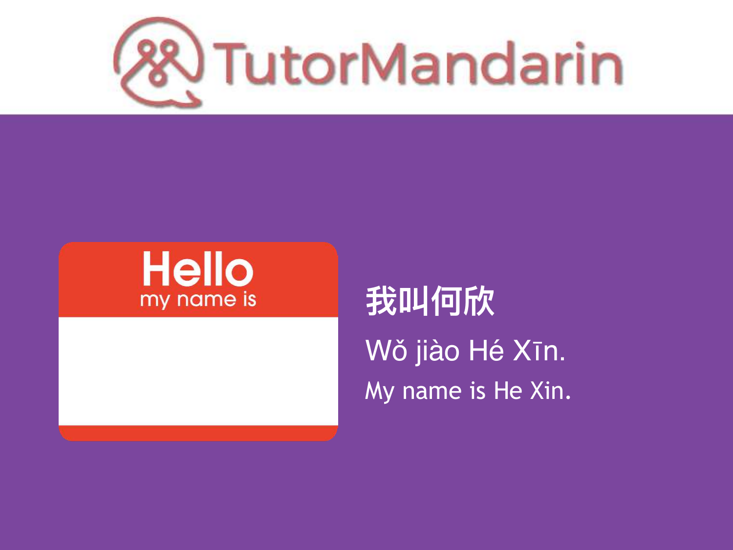TutorMandarin

Hello
my name is

我叫何欣

Wǒ jiào Hé Xīn.

My name is He Xin.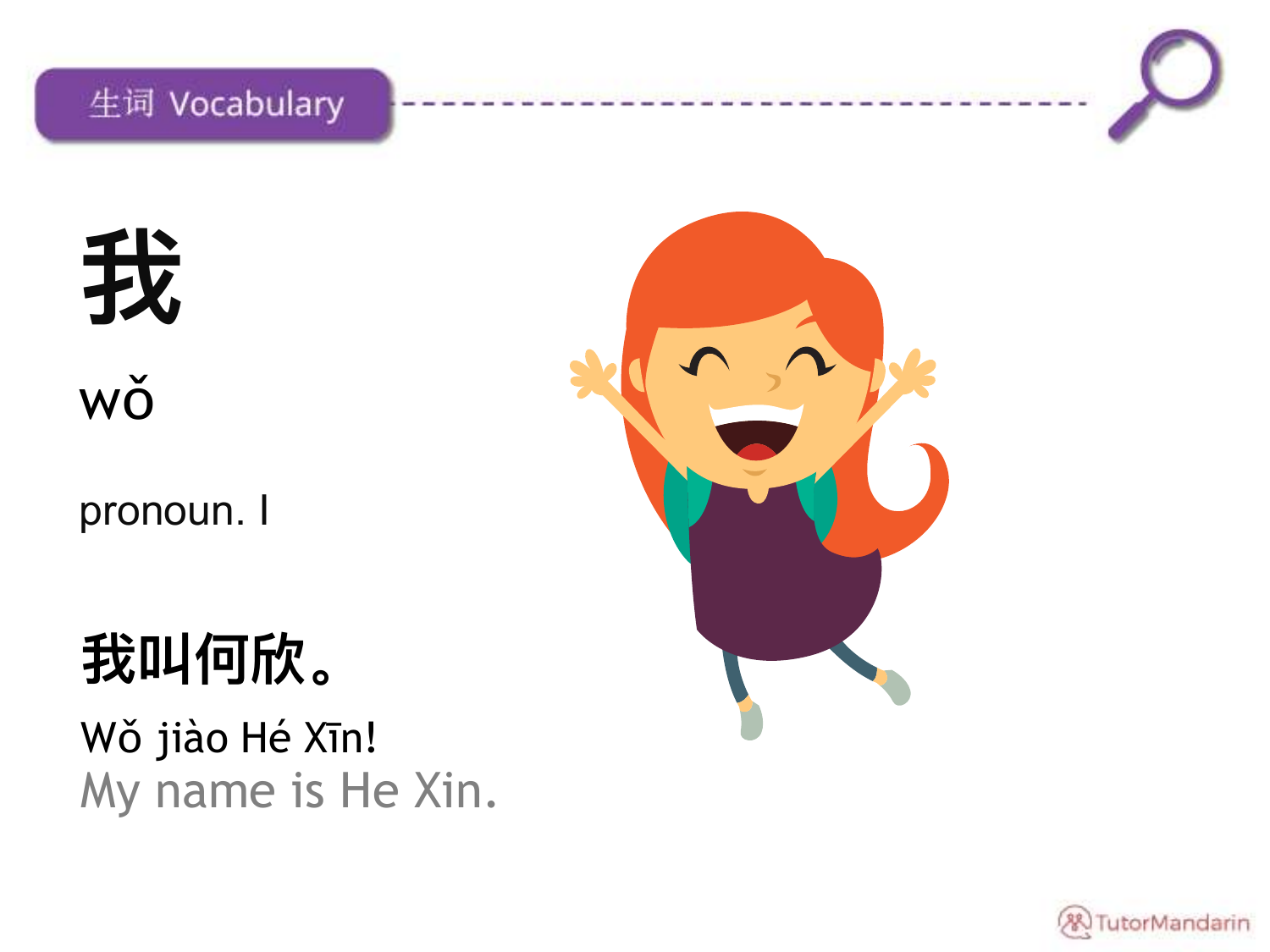## 生词 Vocabulary

# 我

wǒ

pronoun. I

**我叫何欣。**

Wǒ jiào Hé Xīn!

My name is He Xin.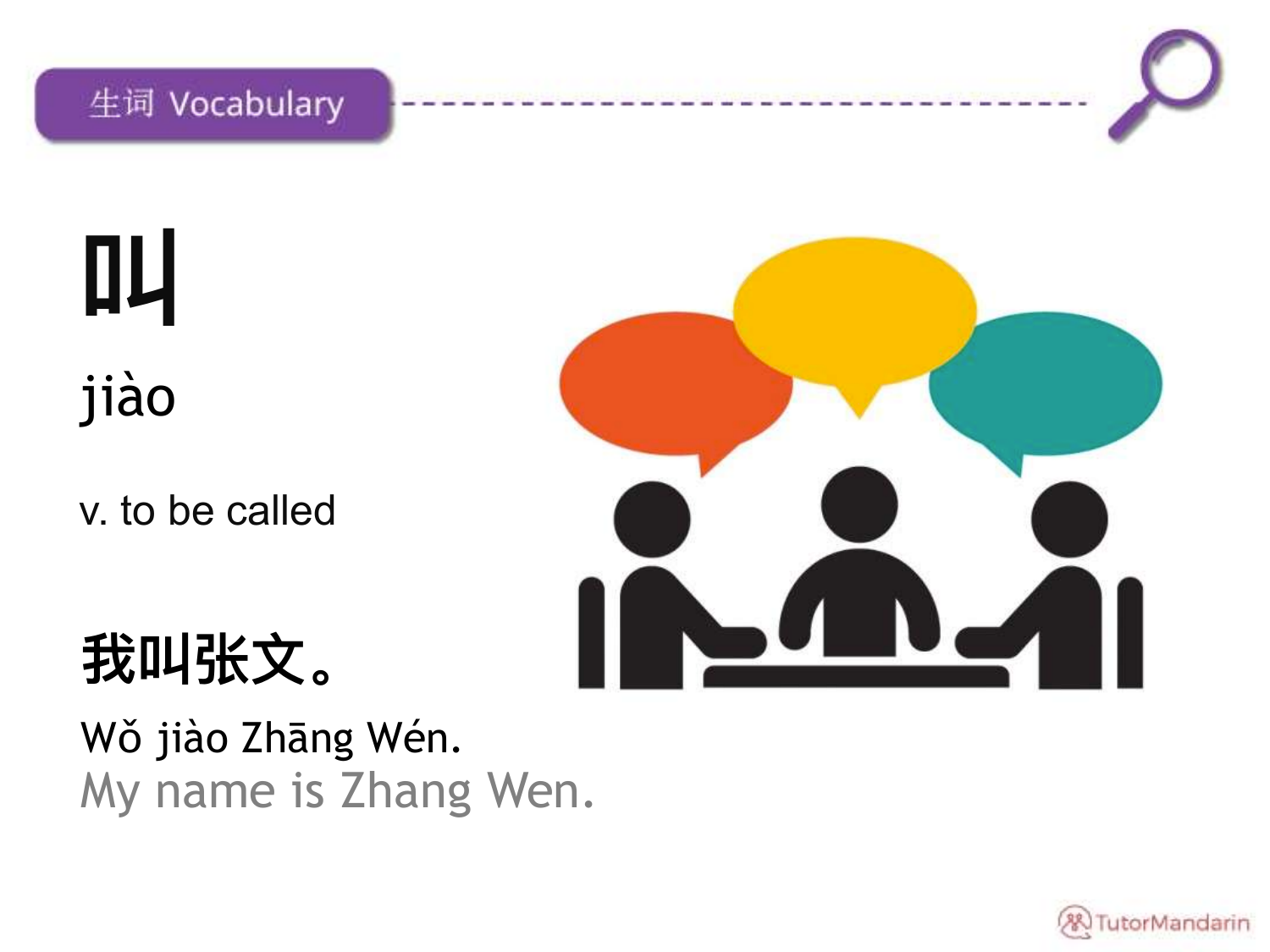生词 Vocabulary

# 叫

jiào

v. to be called

**我叫张文。**

Wǒ jiào Zhāng Wén.

My name is Zhang Wen.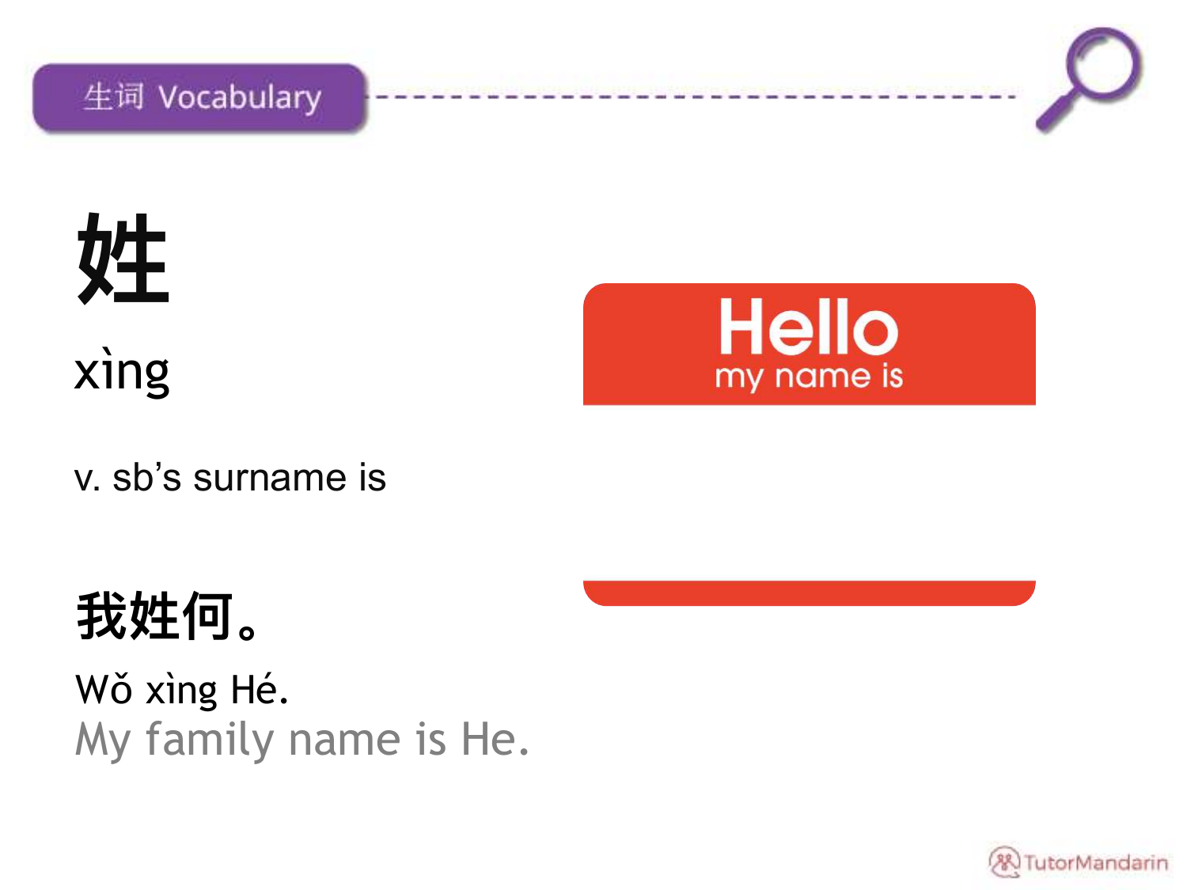## 生词 Vocabulary

# 姓

xìng

v. sb's surname is

**我姓何。**

Wǒ xìng Hé.

My family name is He.

Hello
my name is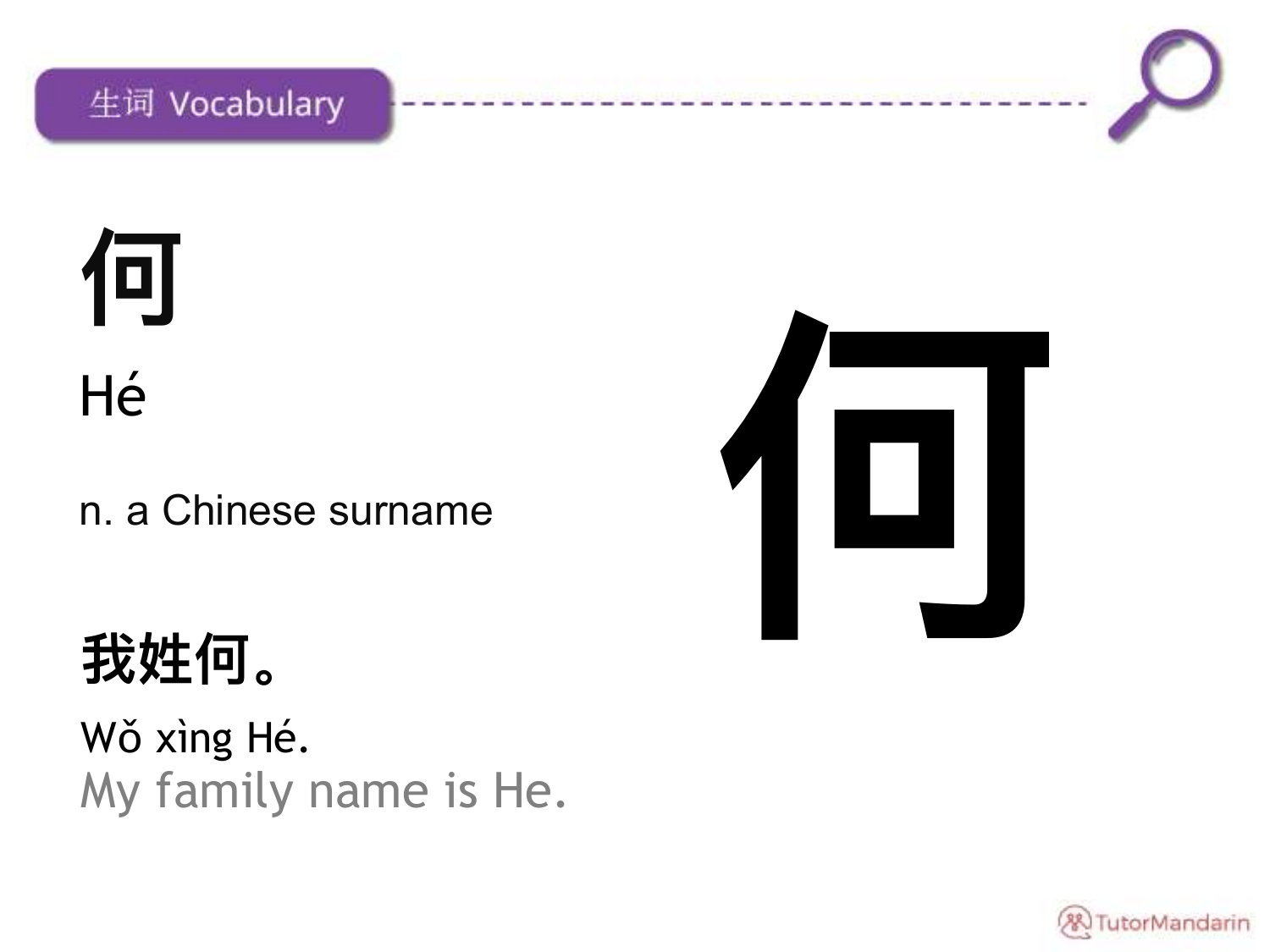## 生词 Vocabulary

# 何

Hé

n. a Chinese surname

何

**我姓何。**

Wǒ xìng Hé.

My family name is He.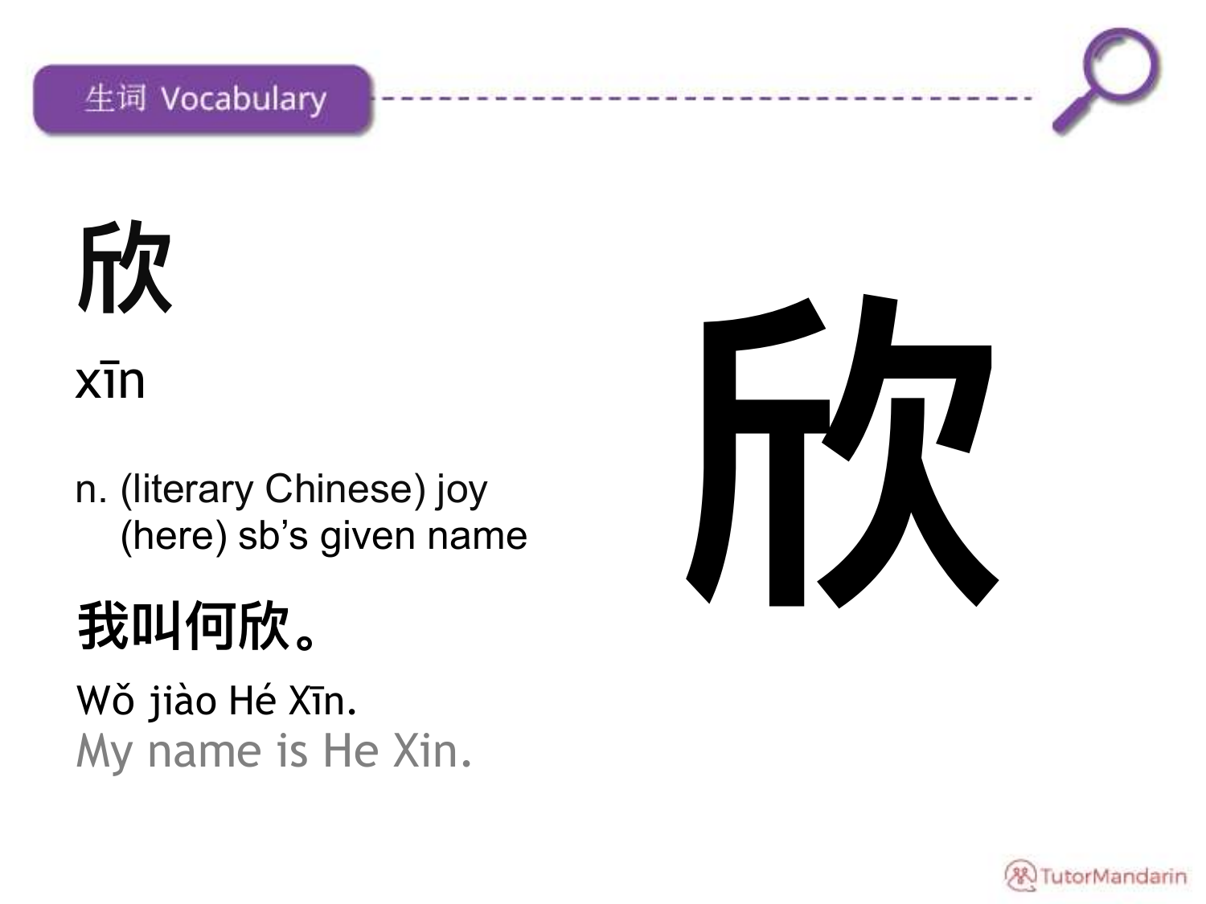生词 Vocabulary

# 欣

xīn

n. (literary Chinese) joy
(here) sb's given name

**我叫何欣。**

Wǒ jiào Hé Xīn.

My name is He Xin.

欣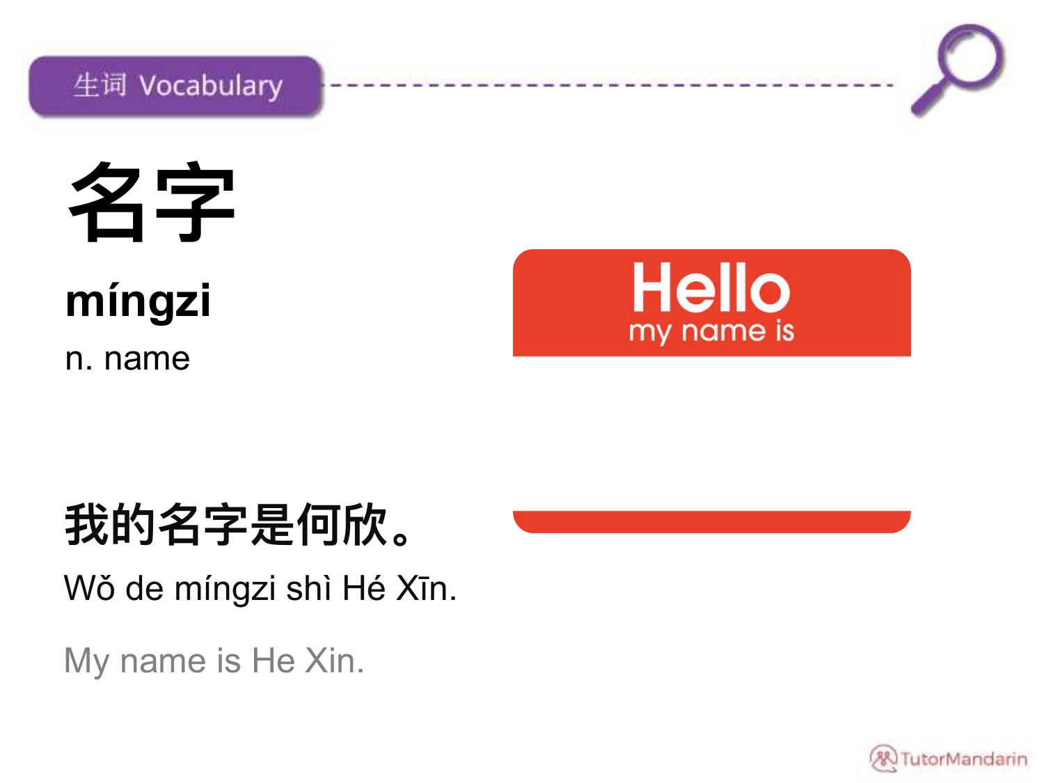生词 Vocabulary

# 名字

**míngzi**

n. name

我的名字是何欣。

Wǒ de míngzi shì Hé Xīn.

My name is He Xin.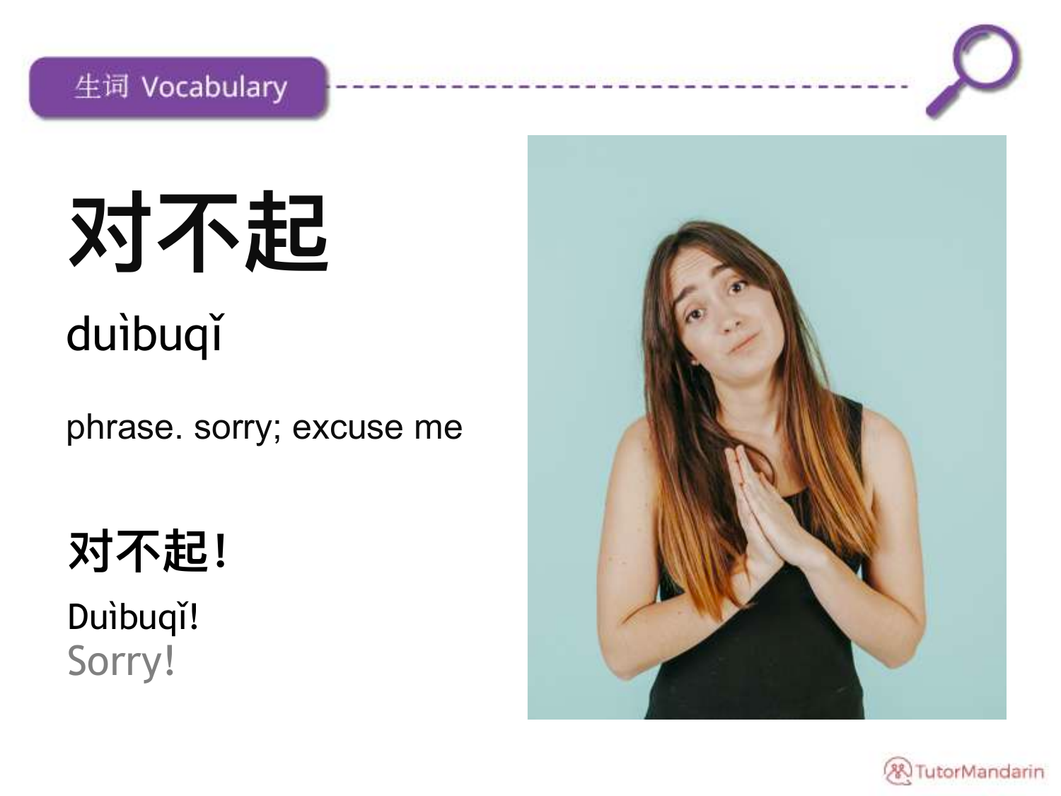## 生词 Vocabulary

# 对不起

duìbuqǐ

phrase. sorry; excuse me

**对不起!**

Duìbuqǐ!

Sorry!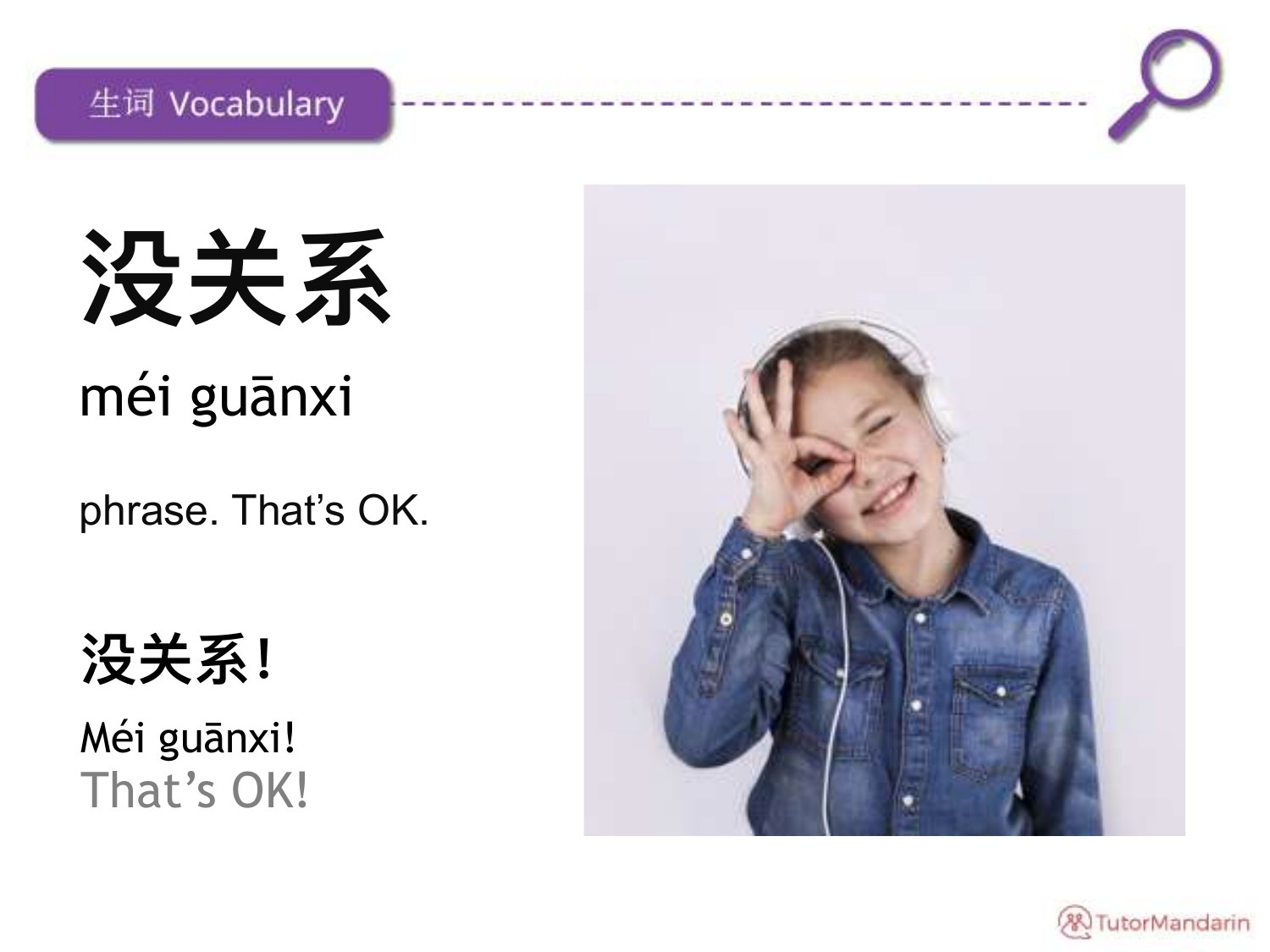生词 Vocabulary

# 没关系

méi guānxi

phrase. That’s OK.

**没关系!**

Méi guānxi!

That’s OK!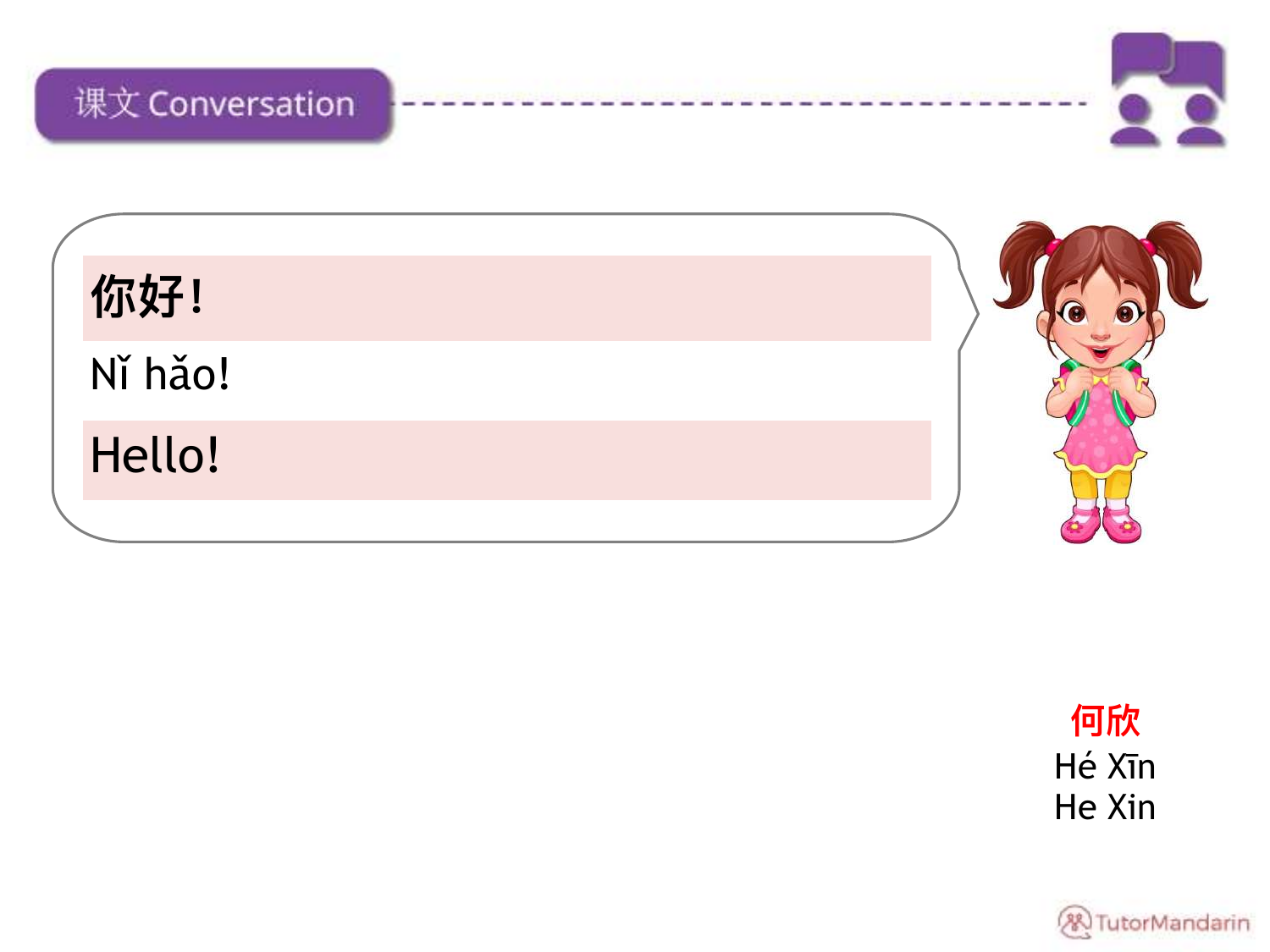## 课文 Conversation

你好!

Nǐ hǎo!

Hello!

何欣

Hé Xīn

He Xin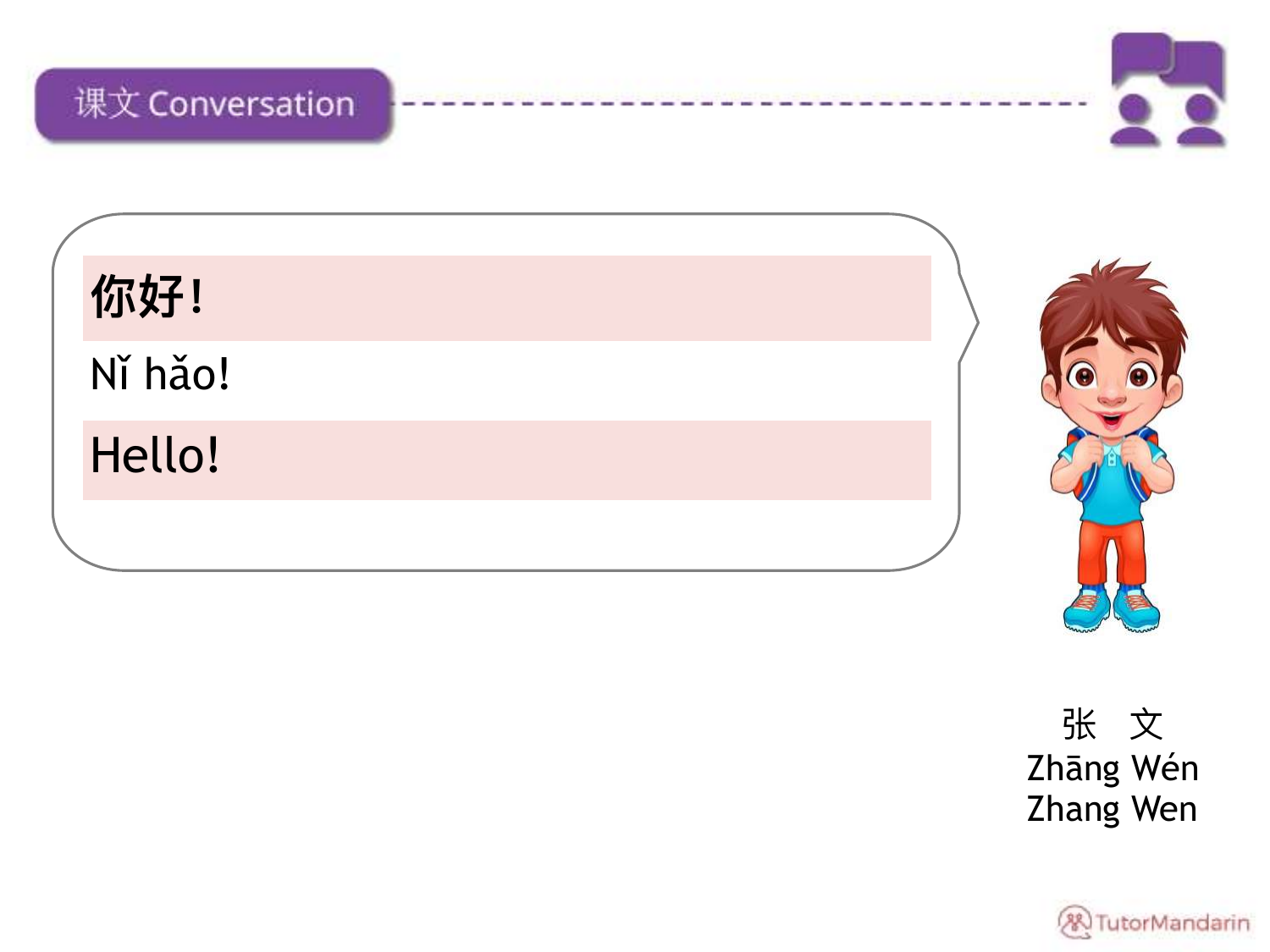## 课文 Conversation

你好！

Nǐ hǎo!

Hello!

张 文
Zhāng Wén
Zhang Wen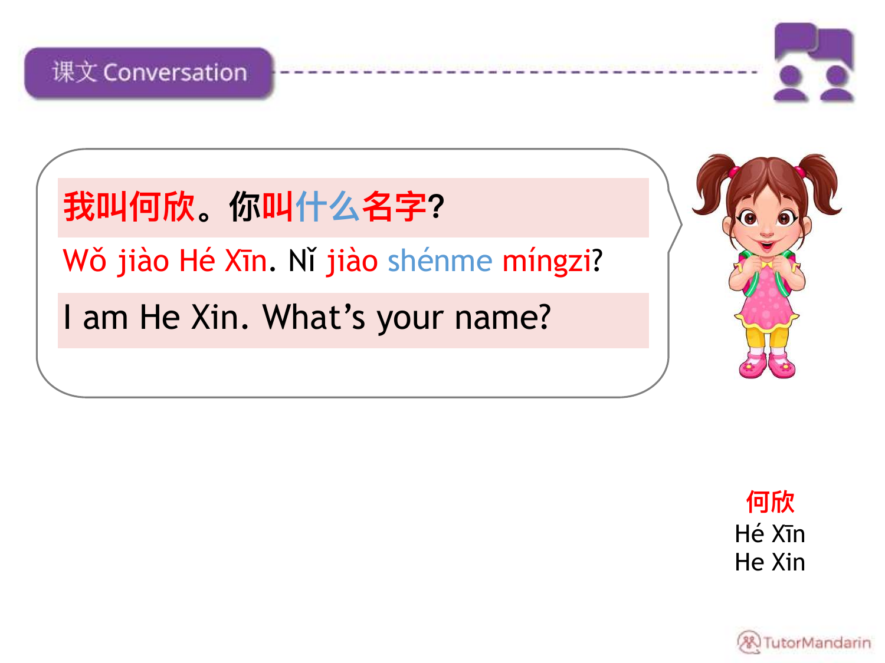## 课文 Conversation

我叫何欣。你叫什么名字?

Wǒ jiào Hé Xīn. Nǐ jiào shénme míngzi?

I am He Xin. What’s your name?

何欣

Hé Xīn

He Xin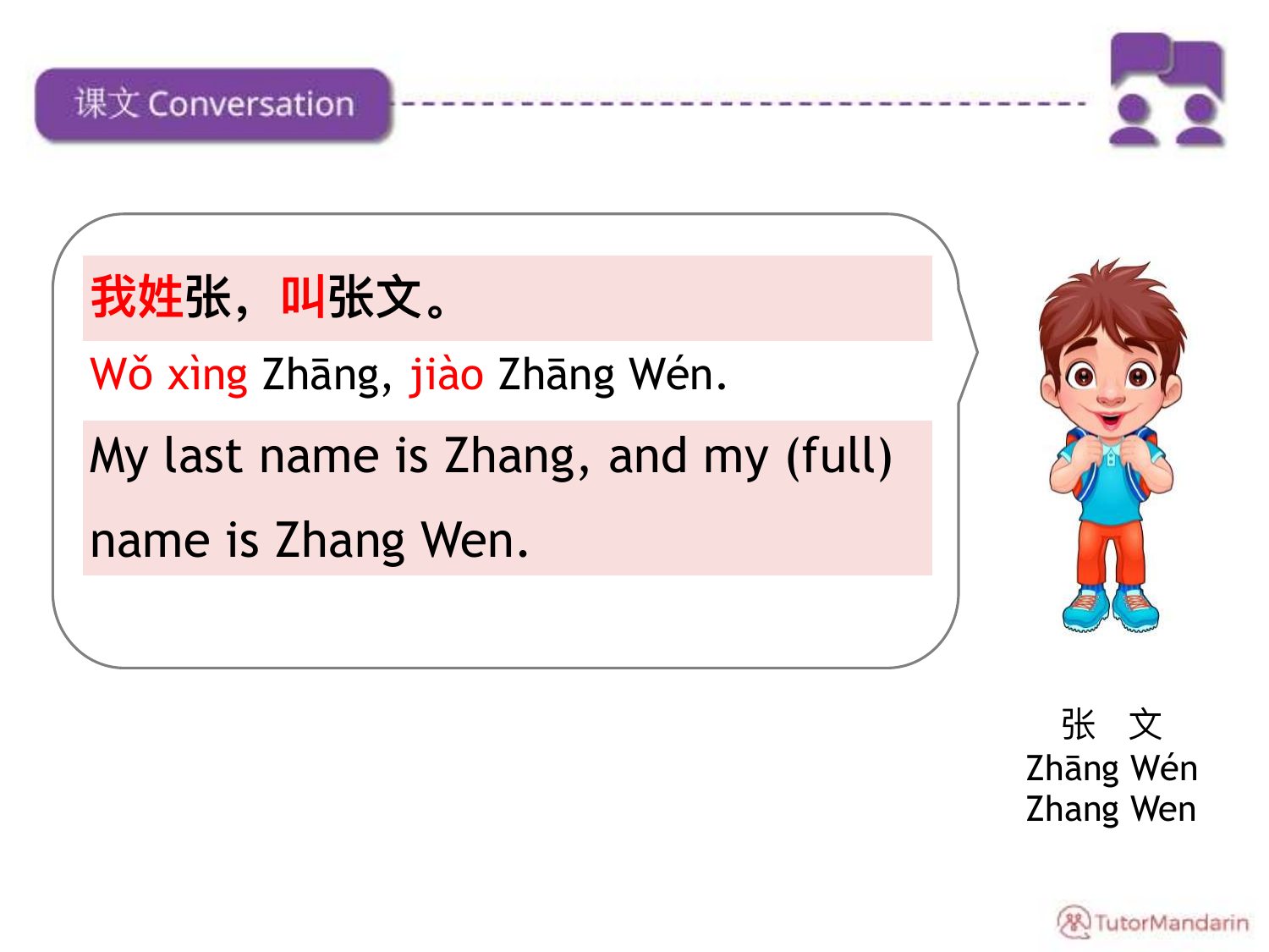## 课文 Conversation

**我姓**张，**叫**张文。

Wǒ xìng Zhāng, jiào Zhāng Wén.

My last name is Zhang, and my (full) name is Zhang Wen.

张 文
Zhāng Wén
Zhang Wen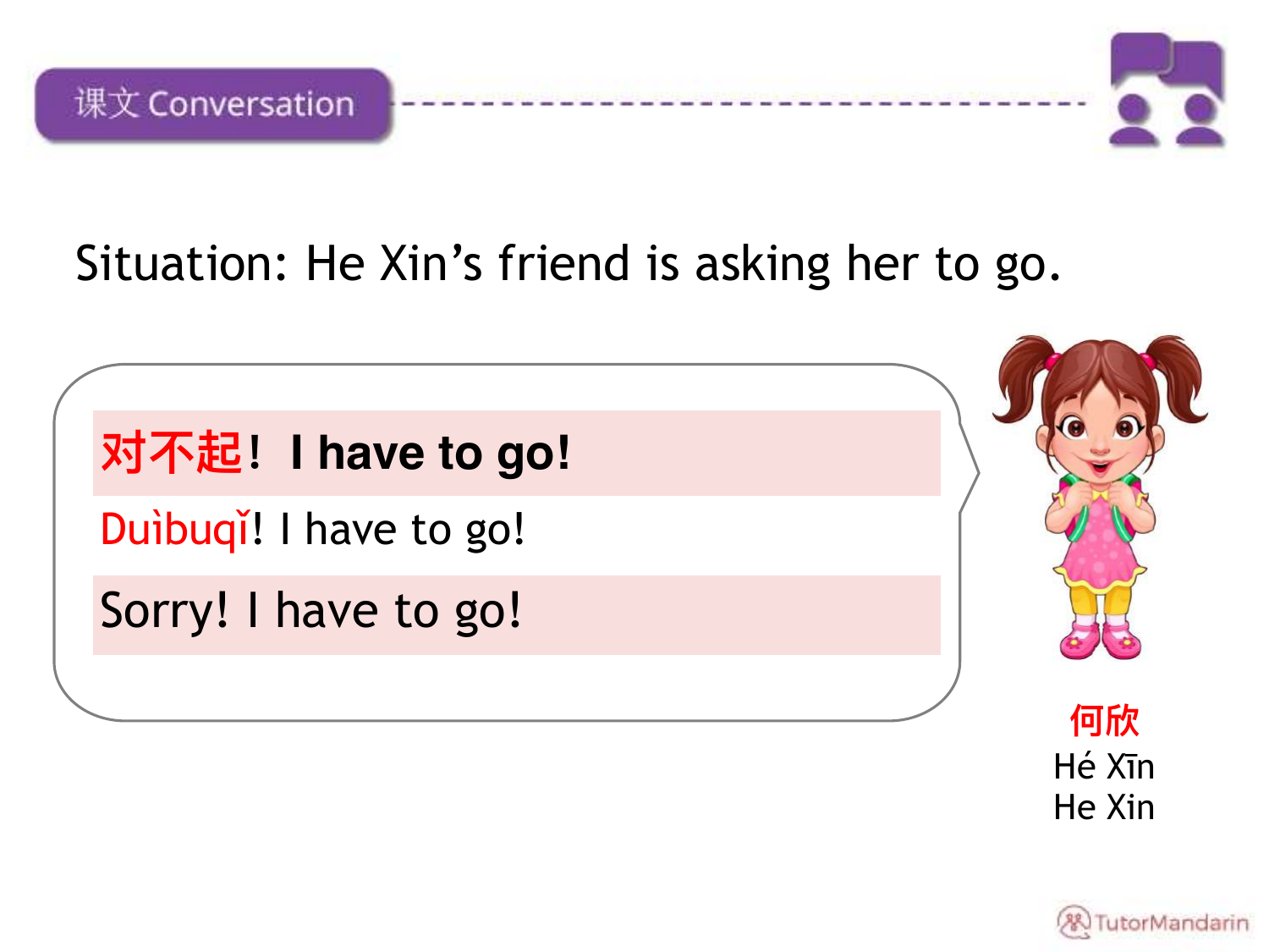## 课文 Conversation

Situation: He Xin’s friend is asking her to go.

**对不起！ I have to go!**

Duìbuqǐ! I have to go!

Sorry! I have to go!

何欣

Hé Xīn

He Xin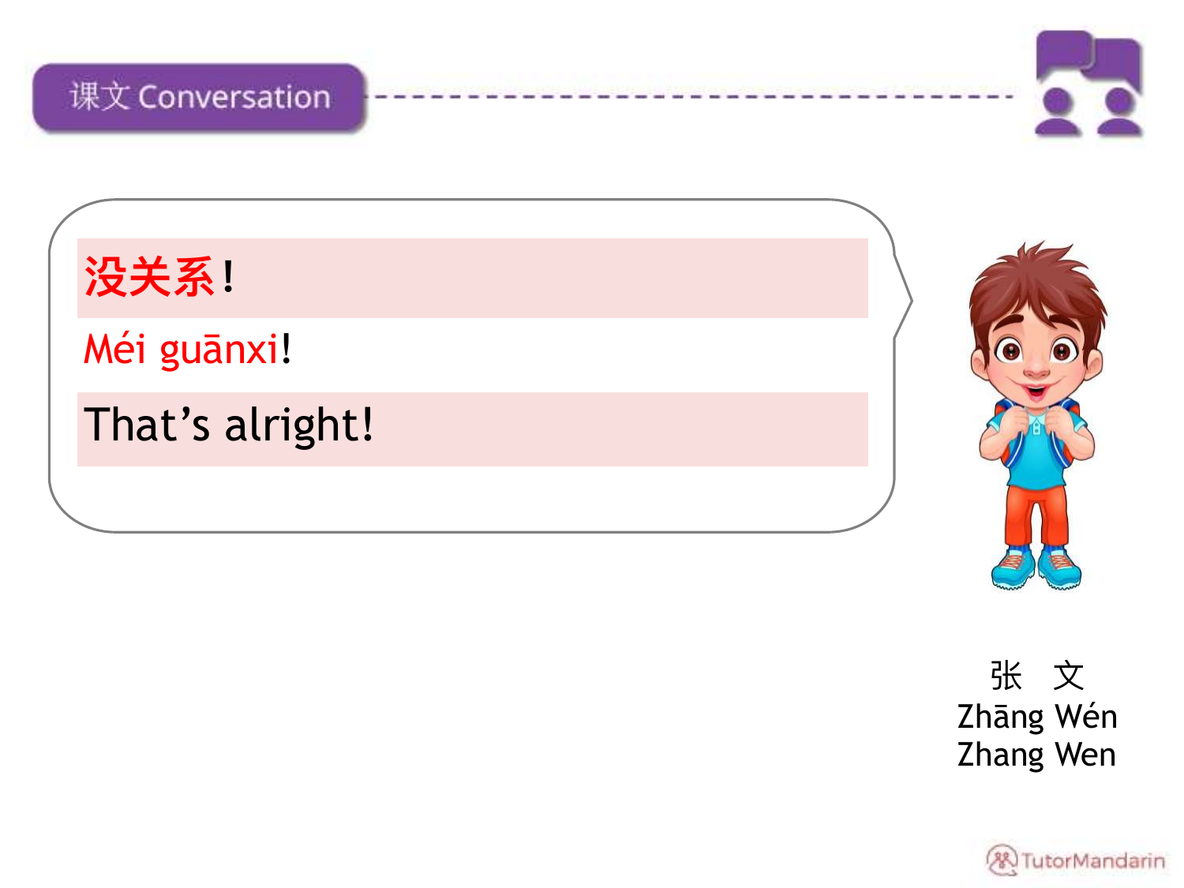## 课文 Conversation

**没关系!**

Méi guānxi!

That’s alright!

张　文
Zhāng Wén
Zhang Wen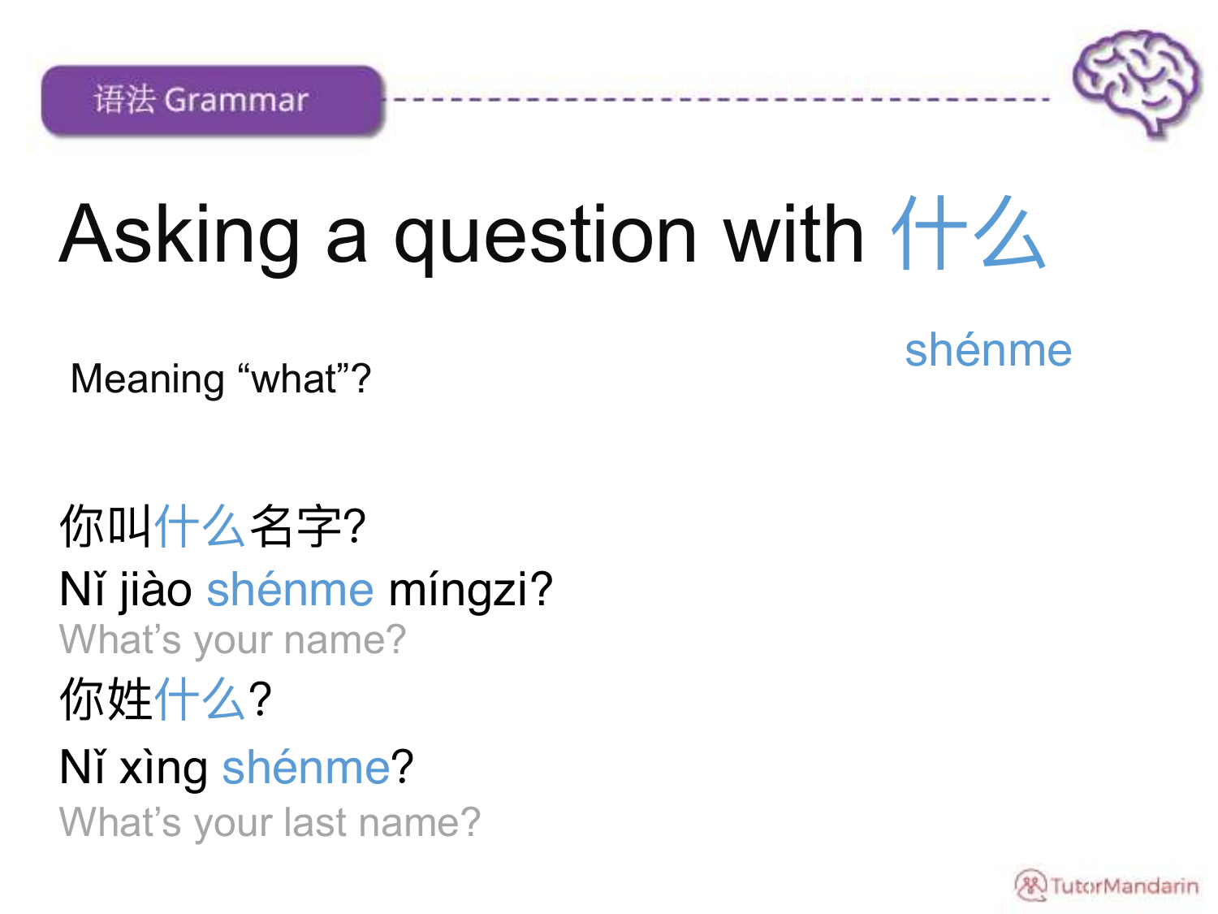语法 Grammar

# Asking a question with 什么

shénme

Meaning “what”?

你叫什么名字?

Nǐ jiào shénme míngzi?

What’s your name?

你姓什么?

Nǐ xìng shénme?

What’s your last name?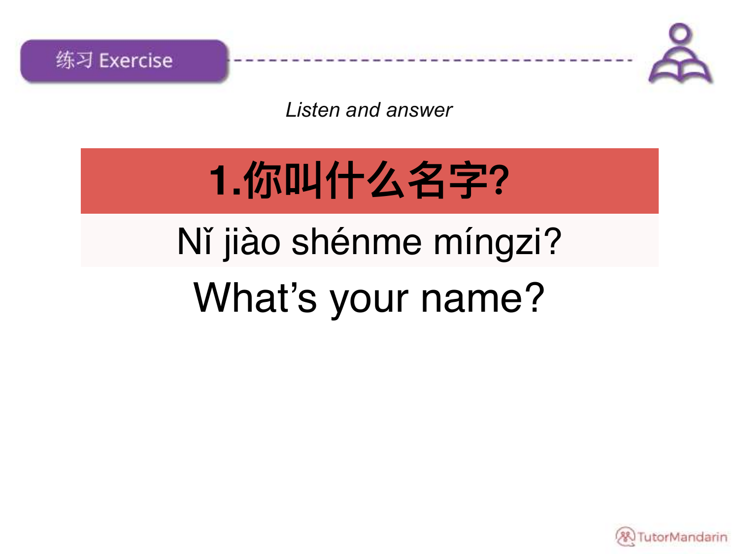练习 Exercise

*Listen and answer*

# 1.你叫什么名字?

Nǐ jiào shénme míngzi?

What's your name?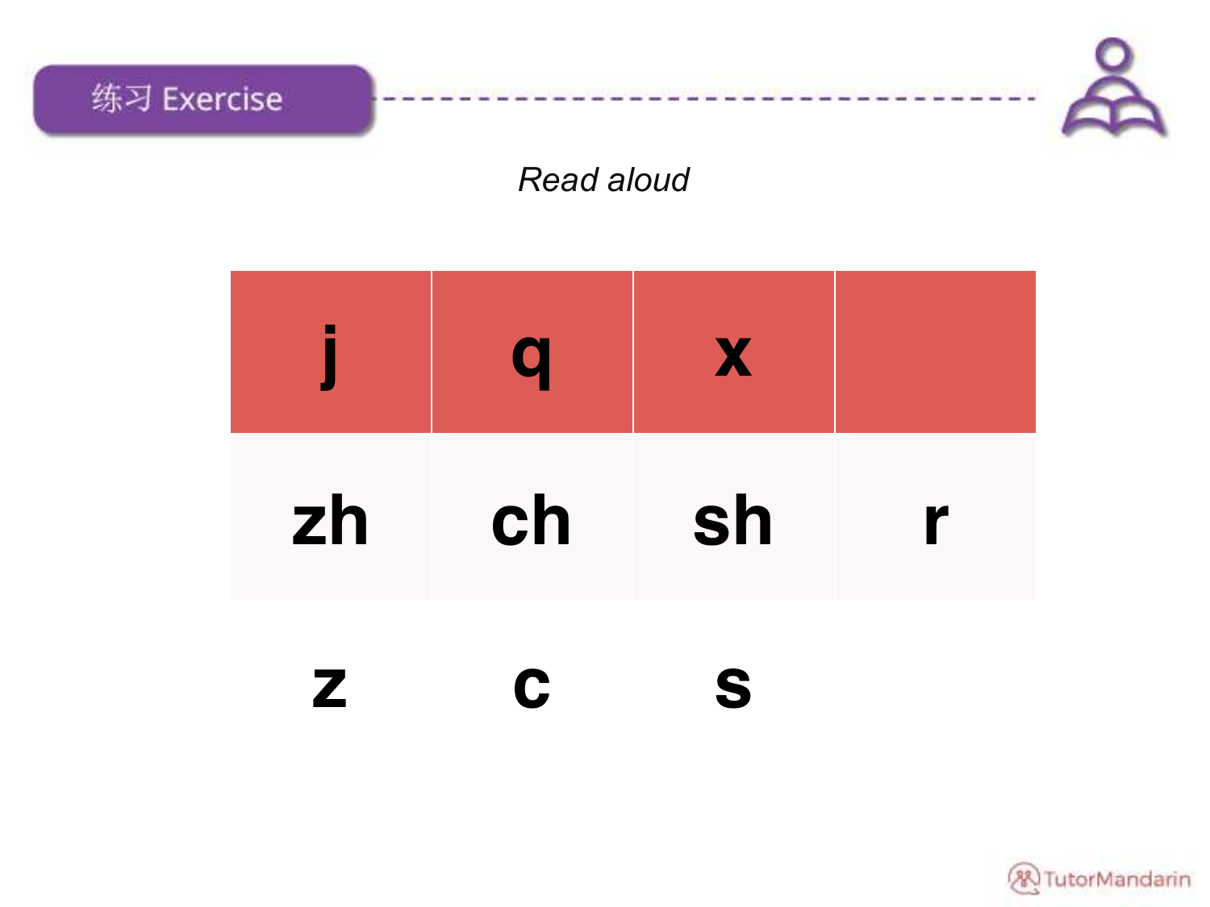## 练习 Exercise

*Read aloud*

| j | q | x | |
|---|---|---|---|
| zh | ch | sh | r |
| z | c | s | |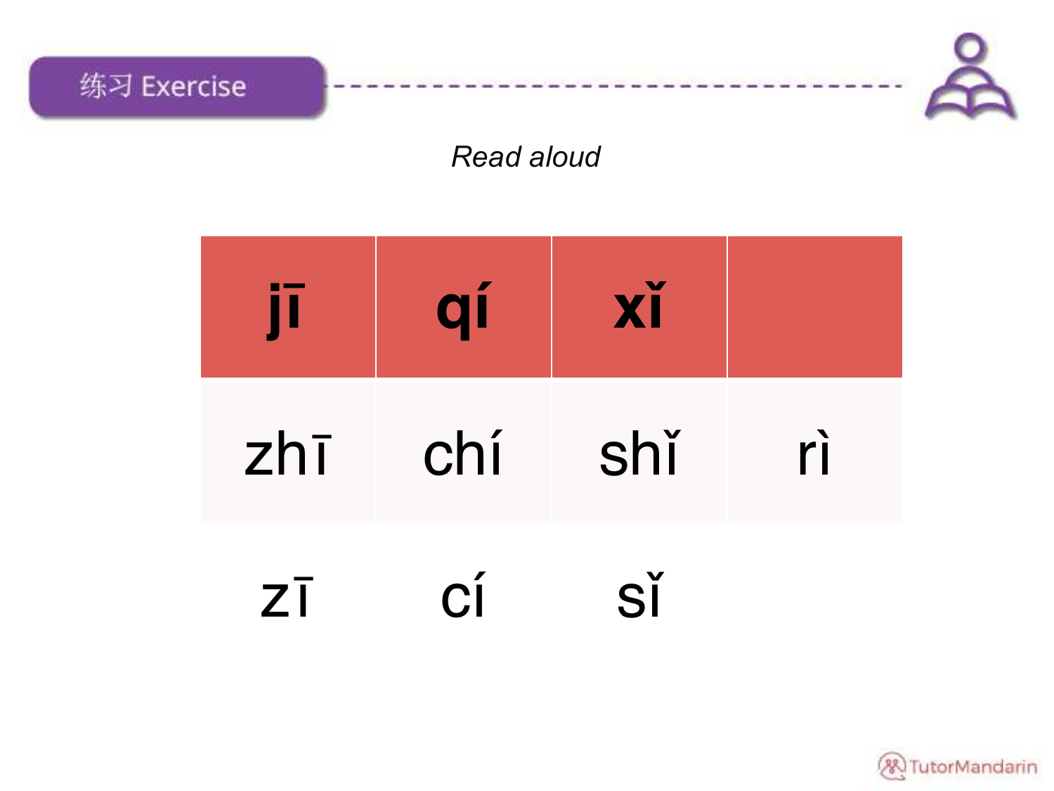## 练习 Exercise

*Read aloud*

| **jī** | **qí** | **xǐ** | |
|---|---|---|---|
| zhī | chí | shǐ | rì |
| zī | cí | sǐ | |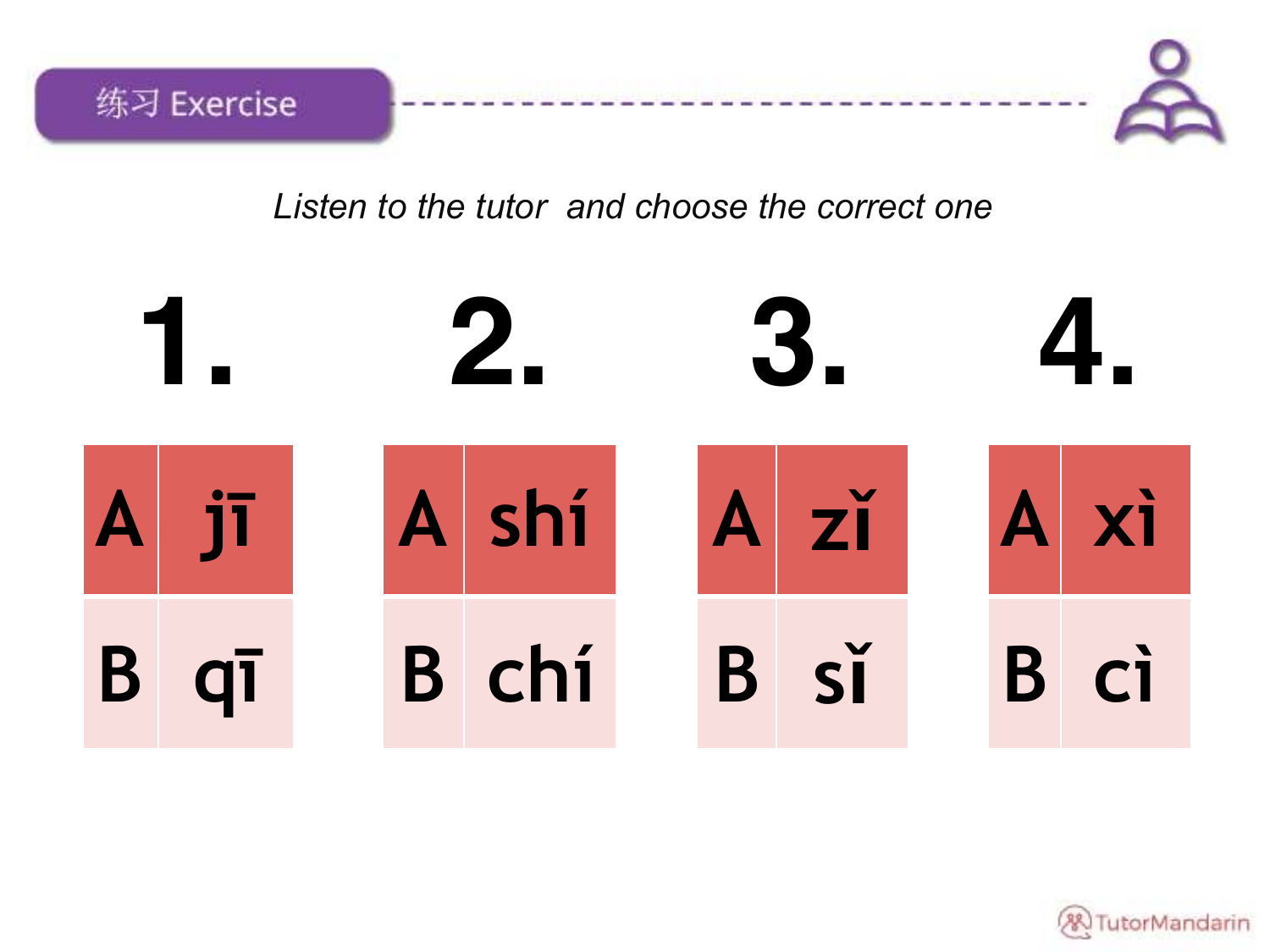## 练习 Exercise

*Listen to the tutor and choose the correct one*

**1.**

| | |
|---|---|
| A | jī |
| B | qī |

**2.**

| | |
|---|---|
| A | shí |
| B | chí |

**3.**

| | |
|---|---|
| A | zǐ |
| B | sǐ |

**4.**

| | |
|---|---|
| A | xì |
| B | cì |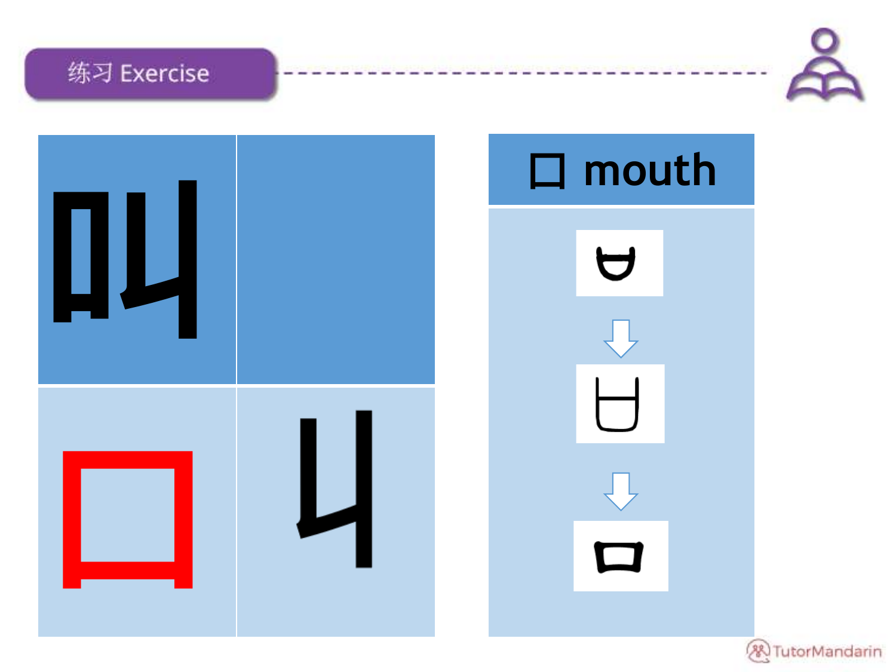## 练习 Exercise

| 叫 | |
|---|---|
| 口 | 丩 |

**口 mouth**

↓

↓

口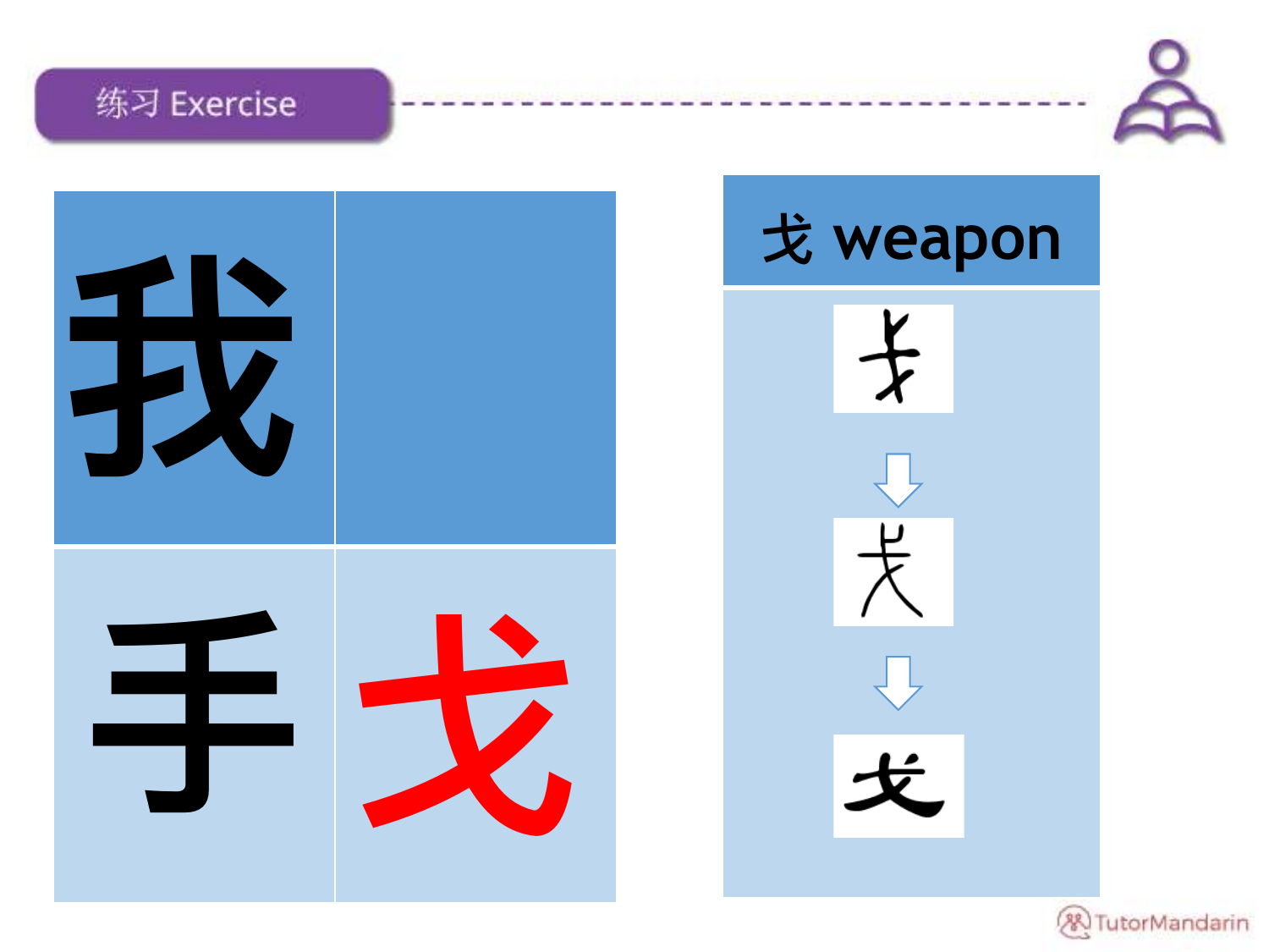## 练习 Exercise

| 我 | |
|---|---|
| 手 | 戈 |

| 戈 weapon |
|---|
| ⇩ |
| ⇩ |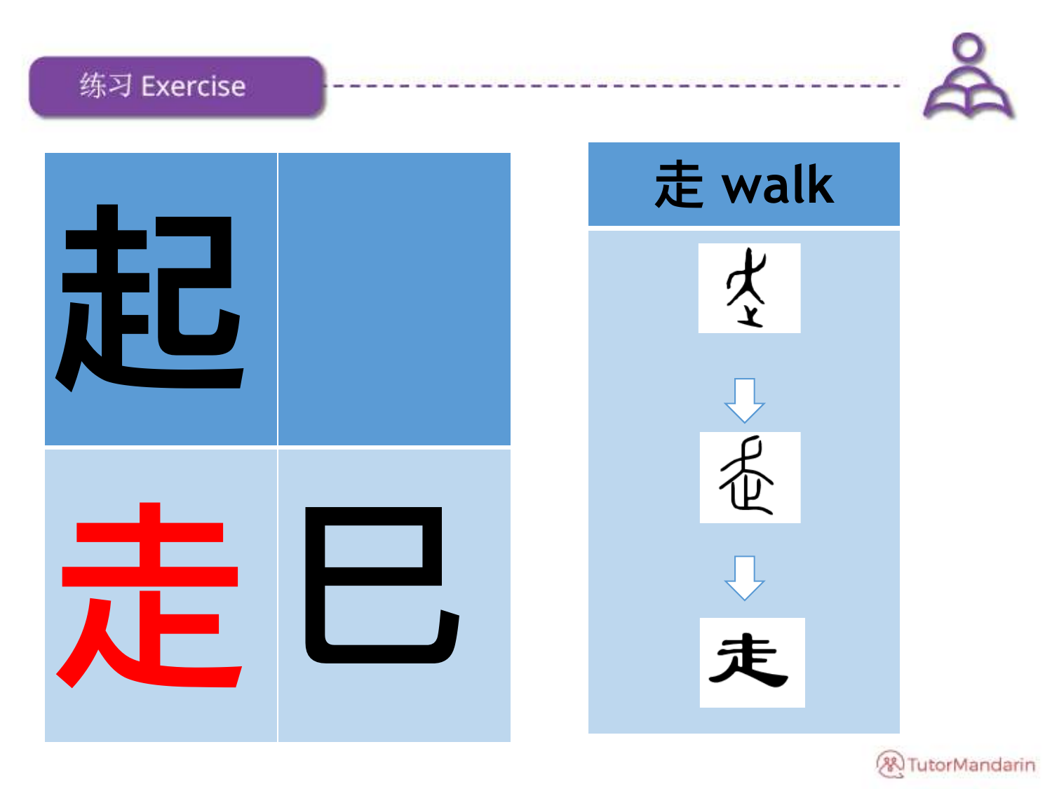## 练习 Exercise

| 起 | |
|---|---|
| 走 | 巳 |

**走 walk**

↓

↓

走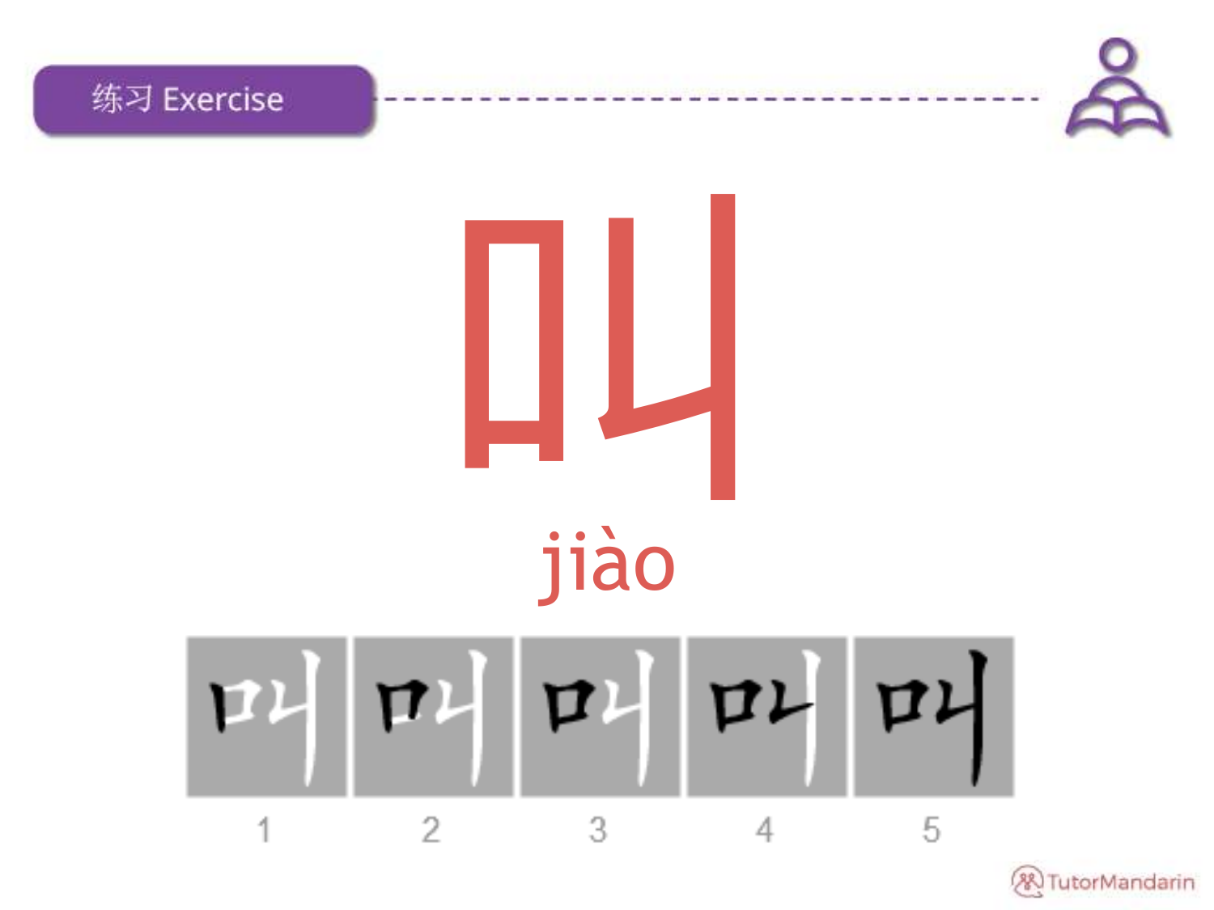## 练习 Exercise

# 叫

jiào

1 2 3 4 5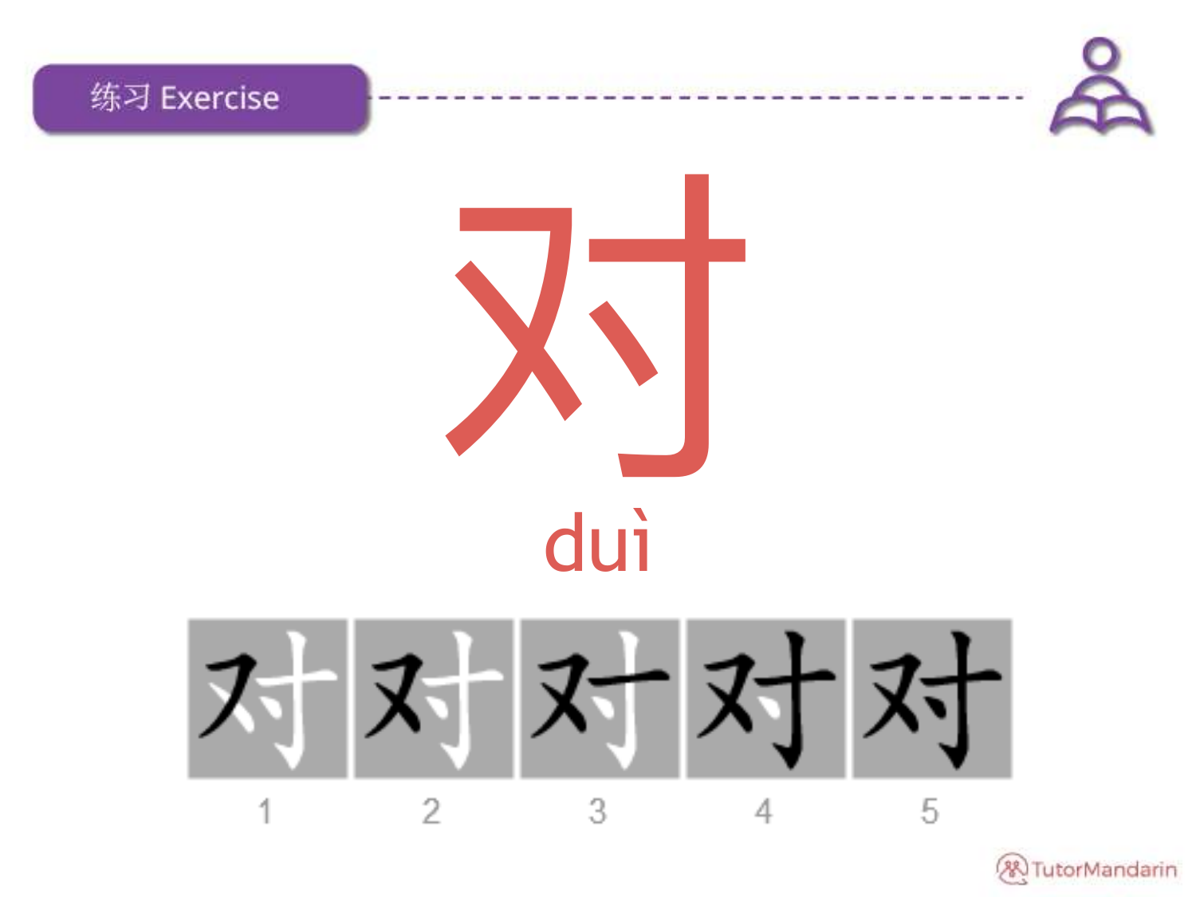## 练习 Exercise

# 对

duì

| 对 | 对 | 对 | 对 | 对 |
|---|---|---|---|---|
| 1 | 2 | 3 | 4 | 5 |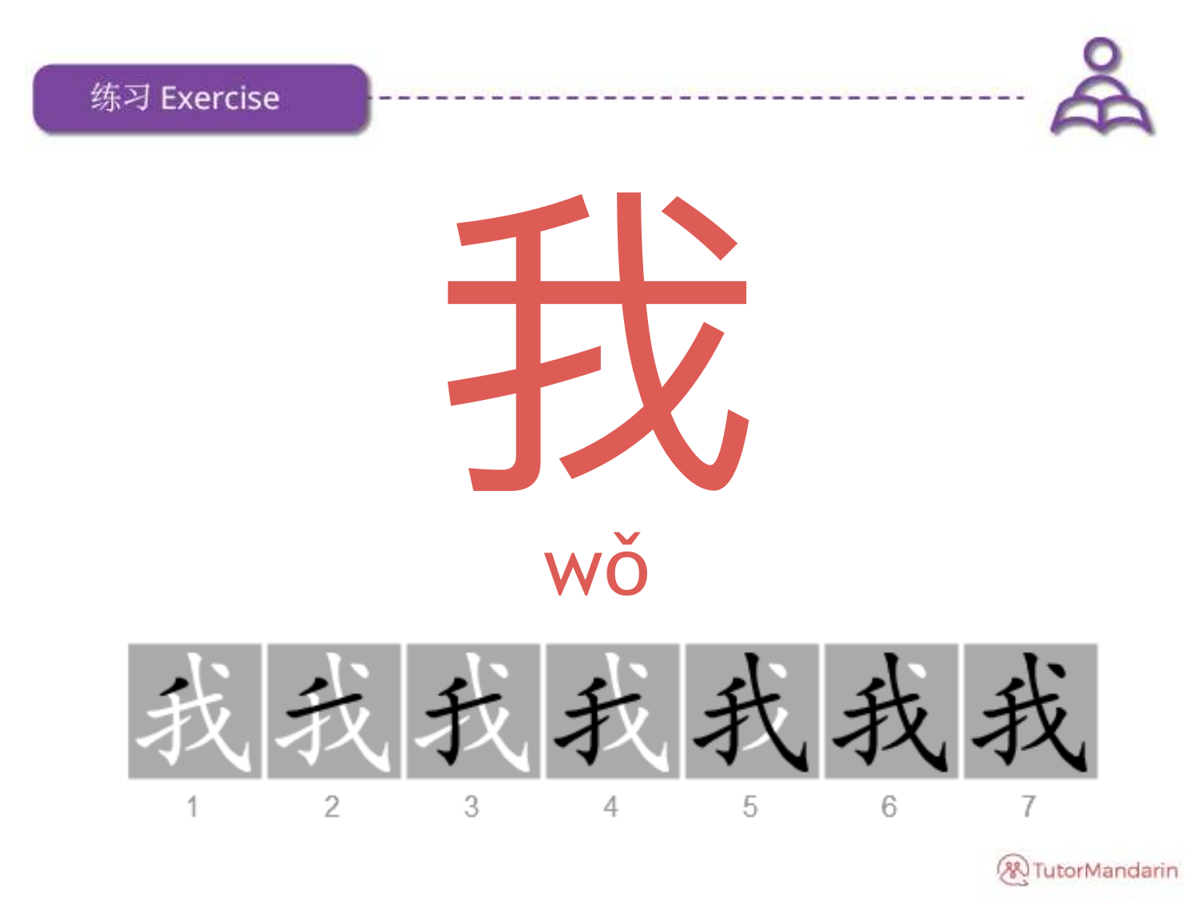## 练习 Exercise

# 我

wǒ

| 我 | 我 | 我 | 我 | 我 | 我 | 我 |
|---|---|---|---|---|---|---|
| 1 | 2 | 3 | 4 | 5 | 6 | 7 |

TutorMandarin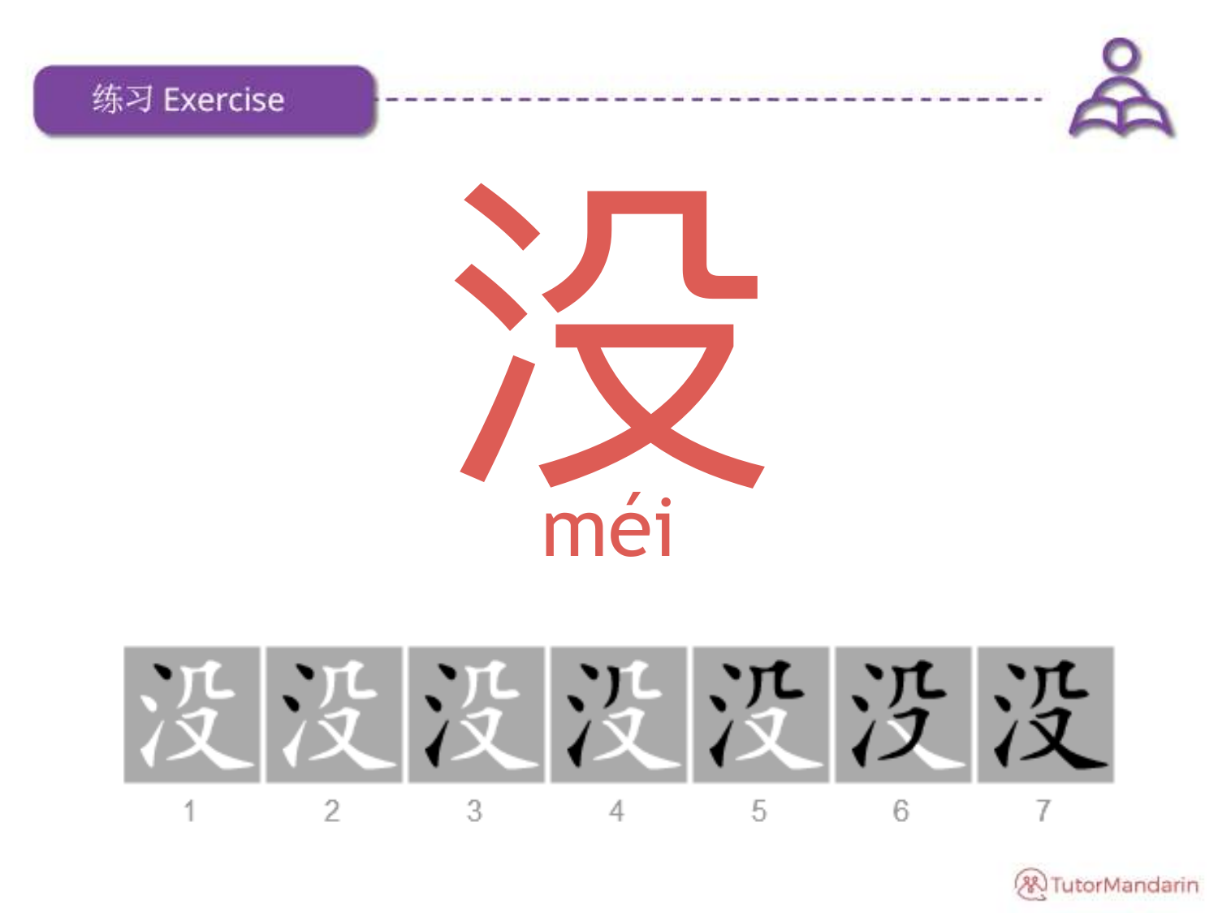## 练习 Exercise

# 没

méi

1 2 3 4 5 6 7